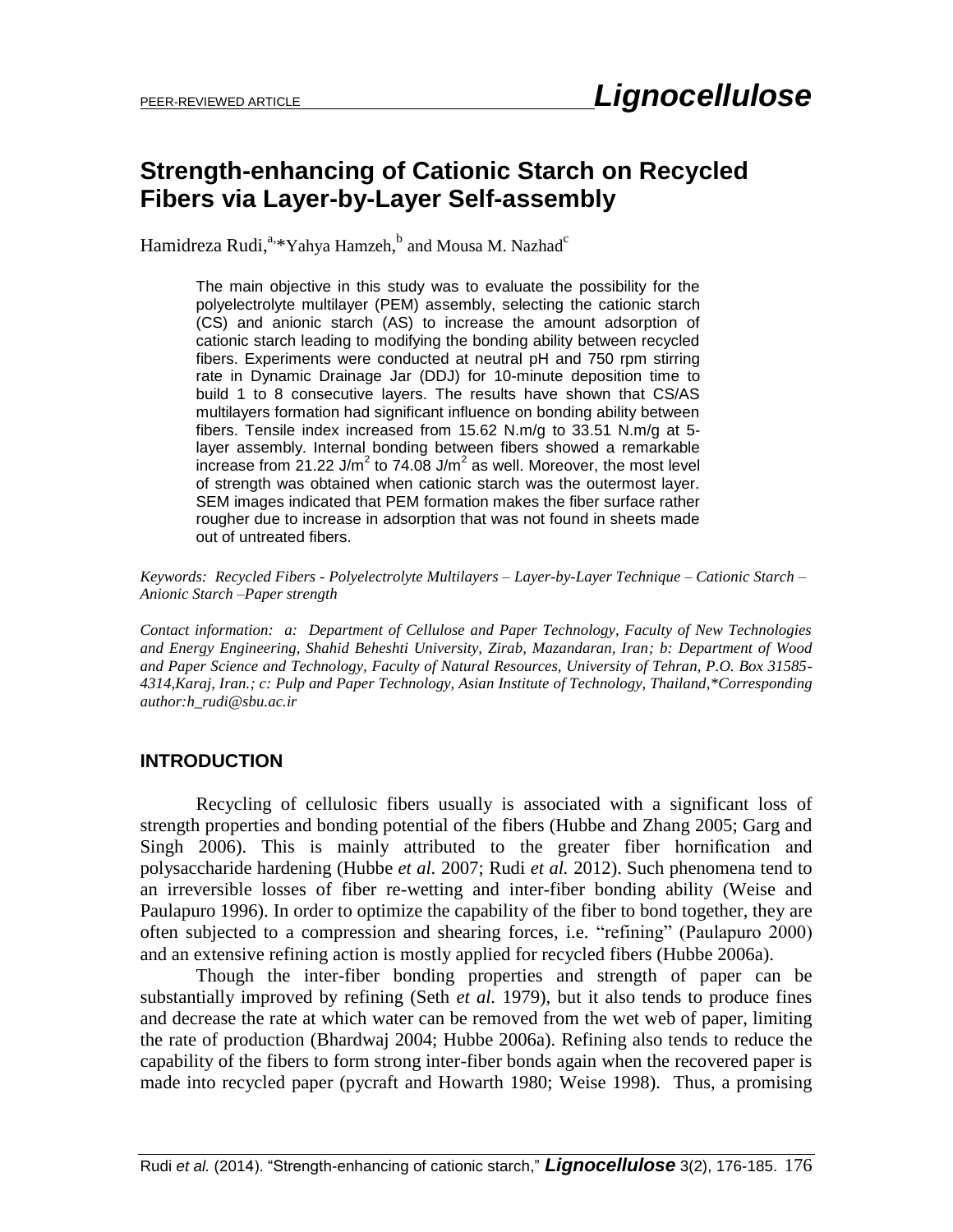PEER-REVIEWED ARTICLE **Lignocellulose**

# Strength-enhancing of Cationic Starch on Recycled Fibers via Layer-by-Layer Self-assembly

Hamidreza Rudi,[a,]*Yahya Hamzeh,[b] and Mousa M. Nazhad[c]

> The main objective in this study was to evaluate the possibility for the polyelectrolyte multilayer (PEM) assembly, selecting the cationic starch (CS) and anionic starch (AS) to increase the amount adsorption of cationic starch leading to modifying the bonding ability between recycled fibers. Experiments were conducted at neutral pH and 750 rpm stirring rate in Dynamic Drainage Jar (DDJ) for 10-minute deposition time to build 1 to 8 consecutive layers. The results have shown that CS/AS multilayers formation had significant influence on bonding ability between fibers. Tensile index increased from 15.62 N.m/g to 33.51 N.m/g at 5-layer assembly. Internal bonding between fibers showed a remarkable increase from 21.22 J/m$^2$ to 74.08 J/m$^2$ as well. Moreover, the most level of strength was obtained when cationic starch was the outermost layer. SEM images indicated that PEM formation makes the fiber surface rather rougher due to increase in adsorption that was not found in sheets made out of untreated fibers.

*Keywords: Recycled Fibers - Polyelectrolyte Multilayers – Layer-by-Layer Technique – Cationic Starch – Anionic Starch –Paper strength*

*Contact information: a: Department of Cellulose and Paper Technology, Faculty of New Technologies and Energy Engineering, Shahid Beheshti University, Zirab, Mazandaran, Iran; b: Department of Wood and Paper Science and Technology, Faculty of Natural Resources, University of Tehran, P.O. Box 31585-4314,Karaj, Iran.; c: Pulp and Paper Technology, Asian Institute of Technology, Thailand,*Corresponding author:h_rudi@sbu.ac.ir*

## INTRODUCTION

Recycling of cellulosic fibers usually is associated with a significant loss of strength properties and bonding potential of the fibers (Hubbe and Zhang 2005; Garg and Singh 2006). This is mainly attributed to the greater fiber hornification and polysaccharide hardening (Hubbe *et al.* 2007; Rudi *et al.* 2012). Such phenomena tend to an irreversible losses of fiber re-wetting and inter-fiber bonding ability (Weise and Paulapuro 1996). In order to optimize the capability of the fiber to bond together, they are often subjected to a compression and shearing forces, i.e. “refining” (Paulapuro 2000) and an extensive refining action is mostly applied for recycled fibers (Hubbe 2006a).

Though the inter-fiber bonding properties and strength of paper can be substantially improved by refining (Seth *et al.* 1979), but it also tends to produce fines and decrease the rate at which water can be removed from the wet web of paper, limiting the rate of production (Bhardwaj 2004; Hubbe 2006a). Refining also tends to reduce the capability of the fibers to form strong inter-fiber bonds again when the recovered paper is made into recycled paper (pycraft and Howarth 1980; Weise 1998). Thus, a promising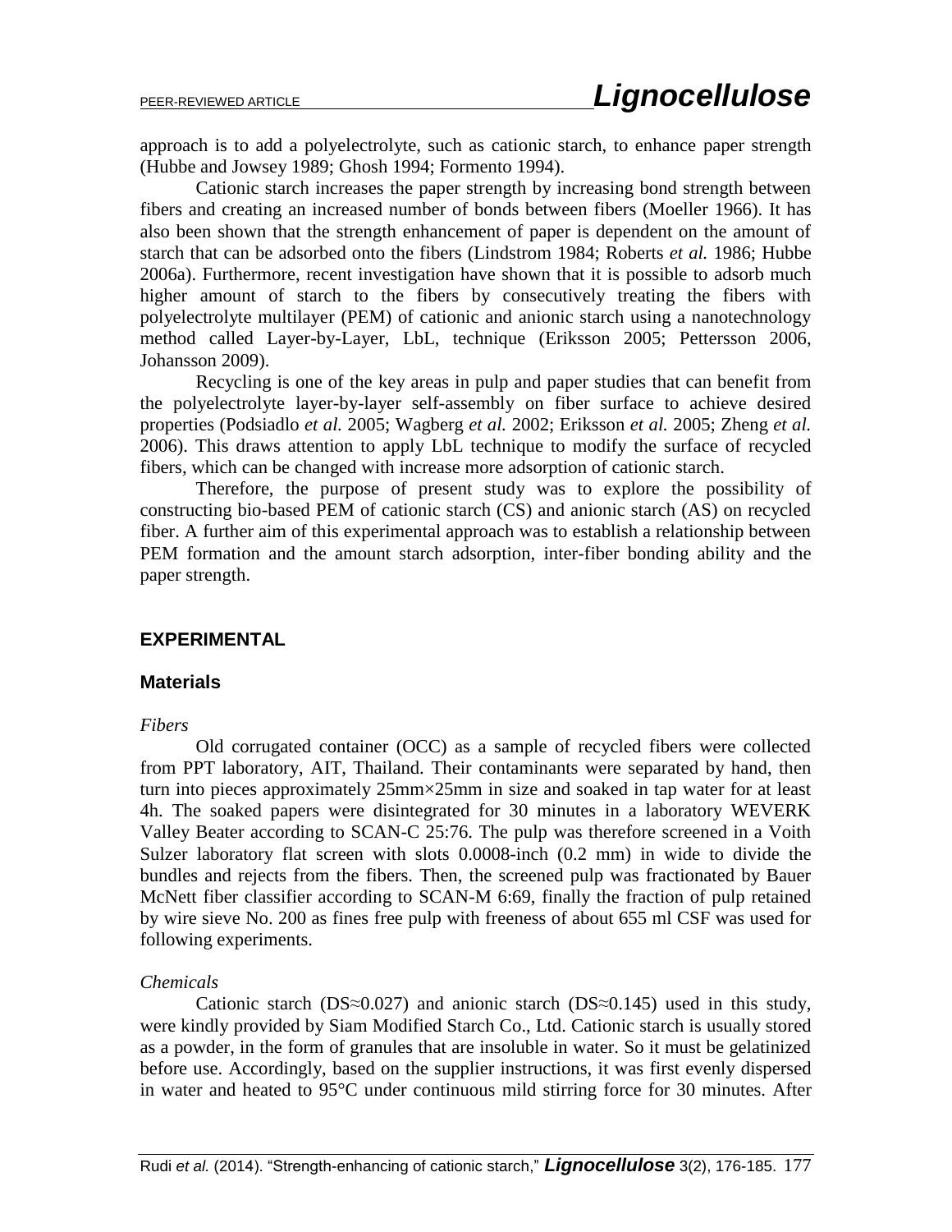approach is to add a polyelectrolyte, such as cationic starch, to enhance paper strength (Hubbe and Jowsey 1989; Ghosh 1994; Formento 1994).

Cationic starch increases the paper strength by increasing bond strength between fibers and creating an increased number of bonds between fibers (Moeller 1966). It has also been shown that the strength enhancement of paper is dependent on the amount of starch that can be adsorbed onto the fibers (Lindstrom 1984; Roberts *et al.* 1986; Hubbe 2006a). Furthermore, recent investigation have shown that it is possible to adsorb much higher amount of starch to the fibers by consecutively treating the fibers with polyelectrolyte multilayer (PEM) of cationic and anionic starch using a nanotechnology method called Layer-by-Layer, LbL, technique (Eriksson 2005; Pettersson 2006, Johansson 2009).

Recycling is one of the key areas in pulp and paper studies that can benefit from the polyelectrolyte layer-by-layer self-assembly on fiber surface to achieve desired properties (Podsiadlo *et al.* 2005; Wagberg *et al.* 2002; Eriksson *et al.* 2005; Zheng *et al.* 2006). This draws attention to apply LbL technique to modify the surface of recycled fibers, which can be changed with increase more adsorption of cationic starch.

Therefore, the purpose of present study was to explore the possibility of constructing bio-based PEM of cationic starch (CS) and anionic starch (AS) on recycled fiber. A further aim of this experimental approach was to establish a relationship between PEM formation and the amount starch adsorption, inter-fiber bonding ability and the paper strength.

## EXPERIMENTAL

### Materials

*Fibers*

Old corrugated container (OCC) as a sample of recycled fibers were collected from PPT laboratory, AIT, Thailand. Their contaminants were separated by hand, then turn into pieces approximately 25mm×25mm in size and soaked in tap water for at least 4h. The soaked papers were disintegrated for 30 minutes in a laboratory WEVERK Valley Beater according to SCAN-C 25:76. The pulp was therefore screened in a Voith Sulzer laboratory flat screen with slots 0.0008-inch (0.2 mm) in wide to divide the bundles and rejects from the fibers. Then, the screened pulp was fractionated by Bauer McNett fiber classifier according to SCAN-M 6:69, finally the fraction of pulp retained by wire sieve No. 200 as fines free pulp with freeness of about 655 ml CSF was used for following experiments.

*Chemicals*

Cationic starch (DS≈0.027) and anionic starch (DS≈0.145) used in this study, were kindly provided by Siam Modified Starch Co., Ltd. Cationic starch is usually stored as a powder, in the form of granules that are insoluble in water. So it must be gelatinized before use. Accordingly, based on the supplier instructions, it was first evenly dispersed in water and heated to 95°C under continuous mild stirring force for 30 minutes. After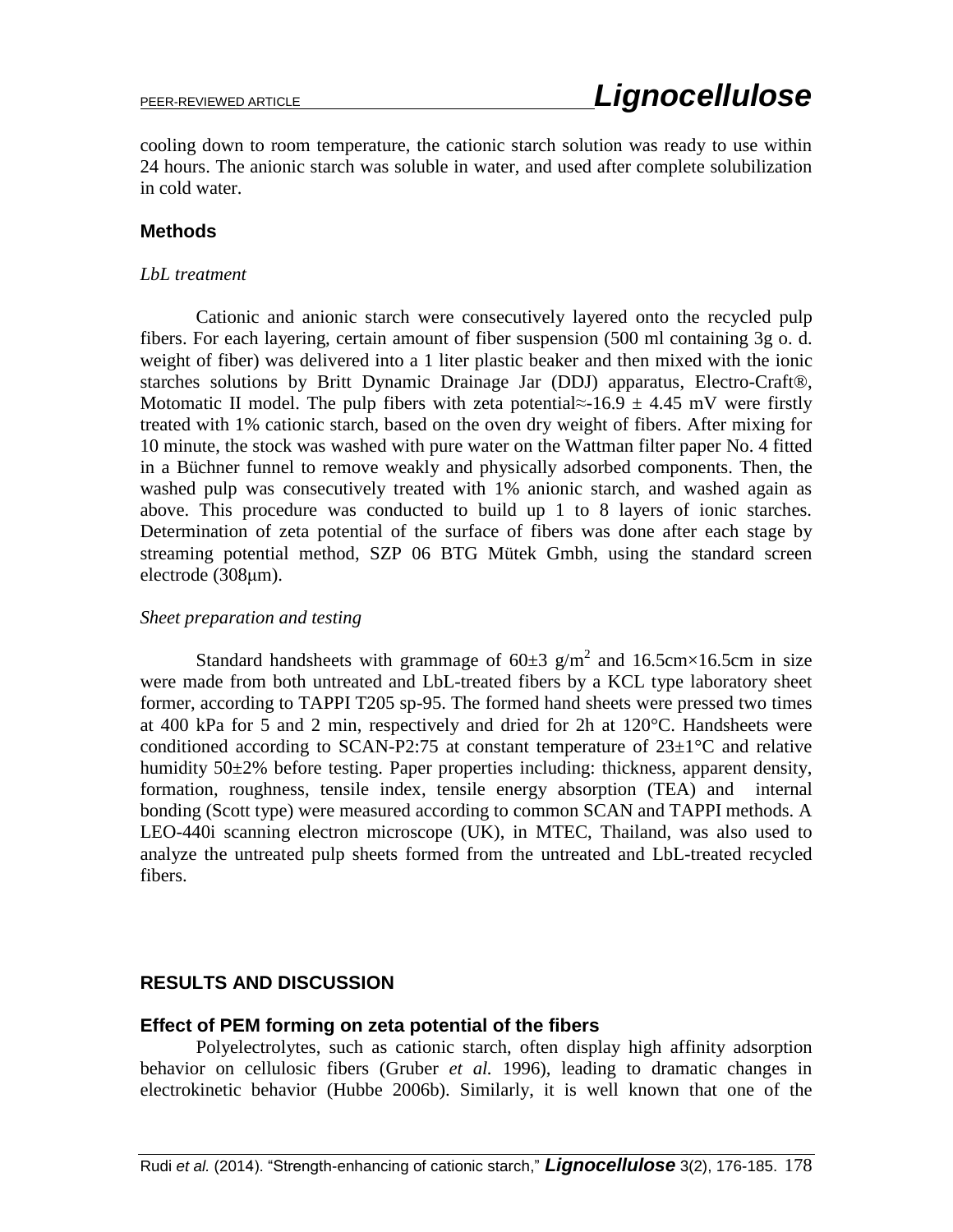cooling down to room temperature, the cationic starch solution was ready to use within 24 hours. The anionic starch was soluble in water, and used after complete solubilization in cold water.

### Methods

*LbL treatment*

Cationic and anionic starch were consecutively layered onto the recycled pulp fibers. For each layering, certain amount of fiber suspension (500 ml containing 3g o. d. weight of fiber) was delivered into a 1 liter plastic beaker and then mixed with the ionic starches solutions by Britt Dynamic Drainage Jar (DDJ) apparatus, Electro-Craft®, Motomatic II model. The pulp fibers with zeta potential≈-16.9 ± 4.45 mV were firstly treated with 1% cationic starch, based on the oven dry weight of fibers. After mixing for 10 minute, the stock was washed with pure water on the Wattman filter paper No. 4 fitted in a Büchner funnel to remove weakly and physically adsorbed components. Then, the washed pulp was consecutively treated with 1% anionic starch, and washed again as above. This procedure was conducted to build up 1 to 8 layers of ionic starches. Determination of zeta potential of the surface of fibers was done after each stage by streaming potential method, SZP 06 BTG Mütek Gmbh, using the standard screen electrode (308μm).

*Sheet preparation and testing*

Standard handsheets with grammage of 60±3 $g/m^2$ and 16.5cm×16.5cm in size were made from both untreated and LbL-treated fibers by a KCL type laboratory sheet former, according to TAPPI T205 sp-95. The formed hand sheets were pressed two times at 400 kPa for 5 and 2 min, respectively and dried for 2h at 120°C. Handsheets were conditioned according to SCAN-P2:75 at constant temperature of 23±1°C and relative humidity 50±2% before testing. Paper properties including: thickness, apparent density, formation, roughness, tensile index, tensile energy absorption (TEA) and internal bonding (Scott type) were measured according to common SCAN and TAPPI methods. A LEO-440i scanning electron microscope (UK), in MTEC, Thailand, was also used to analyze the untreated pulp sheets formed from the untreated and LbL-treated recycled fibers.

## RESULTS AND DISCUSSION

### Effect of PEM forming on zeta potential of the fibers

Polyelectrolytes, such as cationic starch, often display high affinity adsorption behavior on cellulosic fibers (Gruber *et al.* 1996), leading to dramatic changes in electrokinetic behavior (Hubbe 2006b). Similarly, it is well known that one of the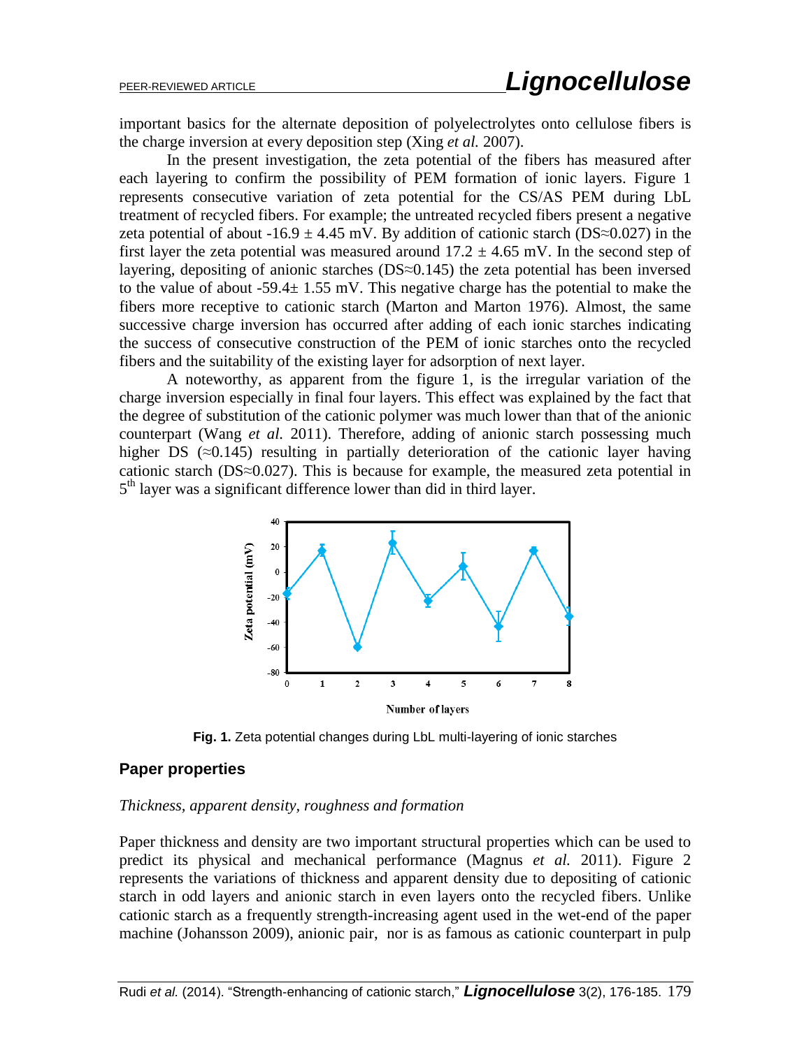important basics for the alternate deposition of polyelectrolytes onto cellulose fibers is the charge inversion at every deposition step (Xing *et al.* 2007).

In the present investigation, the zeta potential of the fibers has measured after each layering to confirm the possibility of PEM formation of ionic layers. Figure 1 represents consecutive variation of zeta potential for the CS/AS PEM during LbL treatment of recycled fibers. For example; the untreated recycled fibers present a negative zeta potential of about -16.9 ± 4.45 mV. By addition of cationic starch (DS≈0.027) in the first layer the zeta potential was measured around 17.2 ± 4.65 mV. In the second step of layering, depositing of anionic starches (DS≈0.145) the zeta potential has been inversed to the value of about -59.4± 1.55 mV. This negative charge has the potential to make the fibers more receptive to cationic starch (Marton and Marton 1976). Almost, the same successive charge inversion has occurred after adding of each ionic starches indicating the success of consecutive construction of the PEM of ionic starches onto the recycled fibers and the suitability of the existing layer for adsorption of next layer.

A noteworthy, as apparent from the figure 1, is the irregular variation of the charge inversion especially in final four layers. This effect was explained by the fact that the degree of substitution of the cationic polymer was much lower than that of the anionic counterpart (Wang *et al.* 2011). Therefore, adding of anionic starch possessing much higher DS (≈0.145) resulting in partially deterioration of the cationic layer having cationic starch (DS≈0.027). This is because for example, the measured zeta potential in 5th layer was a significant difference lower than did in third layer.

**Fig. 1.** Zeta potential changes during LbL multi-layering of ionic starches

## Paper properties

*Thickness, apparent density, roughness and formation*

Paper thickness and density are two important structural properties which can be used to predict its physical and mechanical performance (Magnus *et al.* 2011). Figure 2 represents the variations of thickness and apparent density due to depositing of cationic starch in odd layers and anionic starch in even layers onto the recycled fibers. Unlike cationic starch as a frequently strength-increasing agent used in the wet-end of the paper machine (Johansson 2009), anionic pair, nor is as famous as cationic counterpart in pulp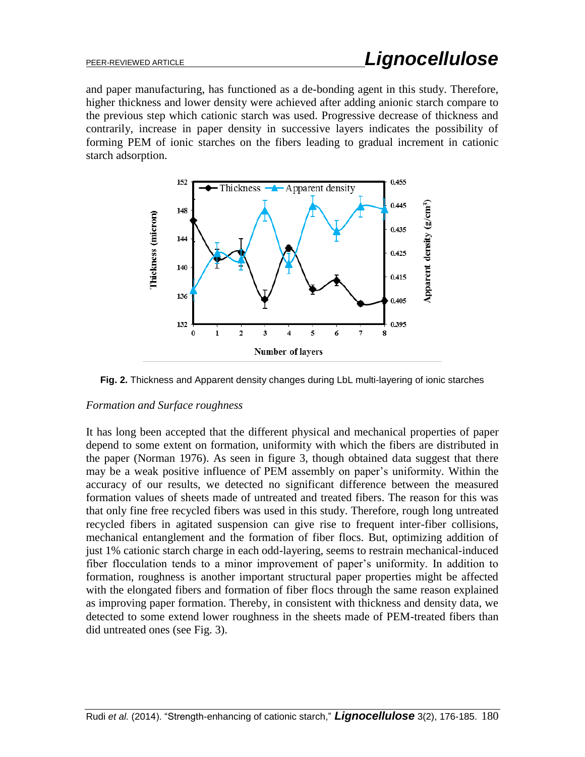and paper manufacturing, has functioned as a de-bonding agent in this study. Therefore, higher thickness and lower density were achieved after adding anionic starch compare to the previous step which cationic starch was used. Progressive decrease of thickness and contrarily, increase in paper density in successive layers indicates the possibility of forming PEM of ionic starches on the fibers leading to gradual increment in cationic starch adsorption.

**Fig. 2.** Thickness and Apparent density changes during LbL multi-layering of ionic starches

*Formation and Surface roughness*

It has long been accepted that the different physical and mechanical properties of paper depend to some extent on formation, uniformity with which the fibers are distributed in the paper (Norman 1976). As seen in figure 3, though obtained data suggest that there may be a weak positive influence of PEM assembly on paper's uniformity. Within the accuracy of our results, we detected no significant difference between the measured formation values of sheets made of untreated and treated fibers. The reason for this was that only fine free recycled fibers was used in this study. Therefore, rough long untreated recycled fibers in agitated suspension can give rise to frequent inter-fiber collisions, mechanical entanglement and the formation of fiber flocs. But, optimizing addition of just 1% cationic starch charge in each odd-layering, seems to restrain mechanical-induced fiber flocculation tends to a minor improvement of paper's uniformity. In addition to formation, roughness is another important structural paper properties might be affected with the elongated fibers and formation of fiber flocs through the same reason explained as improving paper formation. Thereby, in consistent with thickness and density data, we detected to some extend lower roughness in the sheets made of PEM-treated fibers than did untreated ones (see Fig. 3).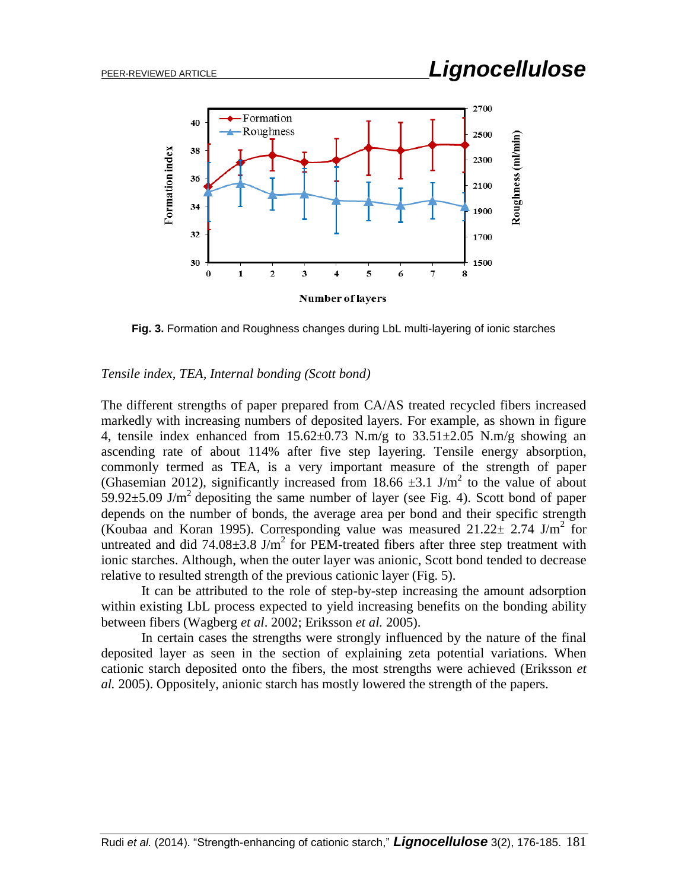Fig. 3. Formation and Roughness changes during LbL multi-layering of ionic starches

*Tensile index, TEA, Internal bonding (Scott bond)*

The different strengths of paper prepared from CA/AS treated recycled fibers increased markedly with increasing numbers of deposited layers. For example, as shown in figure 4, tensile index enhanced from 15.62±0.73 N.m/g to 33.51±2.05 N.m/g showing an ascending rate of about 114% after five step layering. Tensile energy absorption, commonly termed as TEA, is a very important measure of the strength of paper (Ghasemian 2012), significantly increased from 18.66 ±3.1 J/m$^2$ to the value of about 59.92±5.09 J/m$^2$ depositing the same number of layer (see Fig. 4). Scott bond of paper depends on the number of bonds, the average area per bond and their specific strength (Koubaa and Koran 1995). Corresponding value was measured 21.22± 2.74 J/m$^2$ for untreated and did 74.08±3.8 J/m$^2$ for PEM-treated fibers after three step treatment with ionic starches. Although, when the outer layer was anionic, Scott bond tended to decrease relative to resulted strength of the previous cationic layer (Fig. 5).

It can be attributed to the role of step-by-step increasing the amount adsorption within existing LbL process expected to yield increasing benefits on the bonding ability between fibers (Wagberg *et al*. 2002; Eriksson *et al.* 2005).

In certain cases the strengths were strongly influenced by the nature of the final deposited layer as seen in the section of explaining zeta potential variations. When cationic starch deposited onto the fibers, the most strengths were achieved (Eriksson *et al.* 2005). Oppositely, anionic starch has mostly lowered the strength of the papers.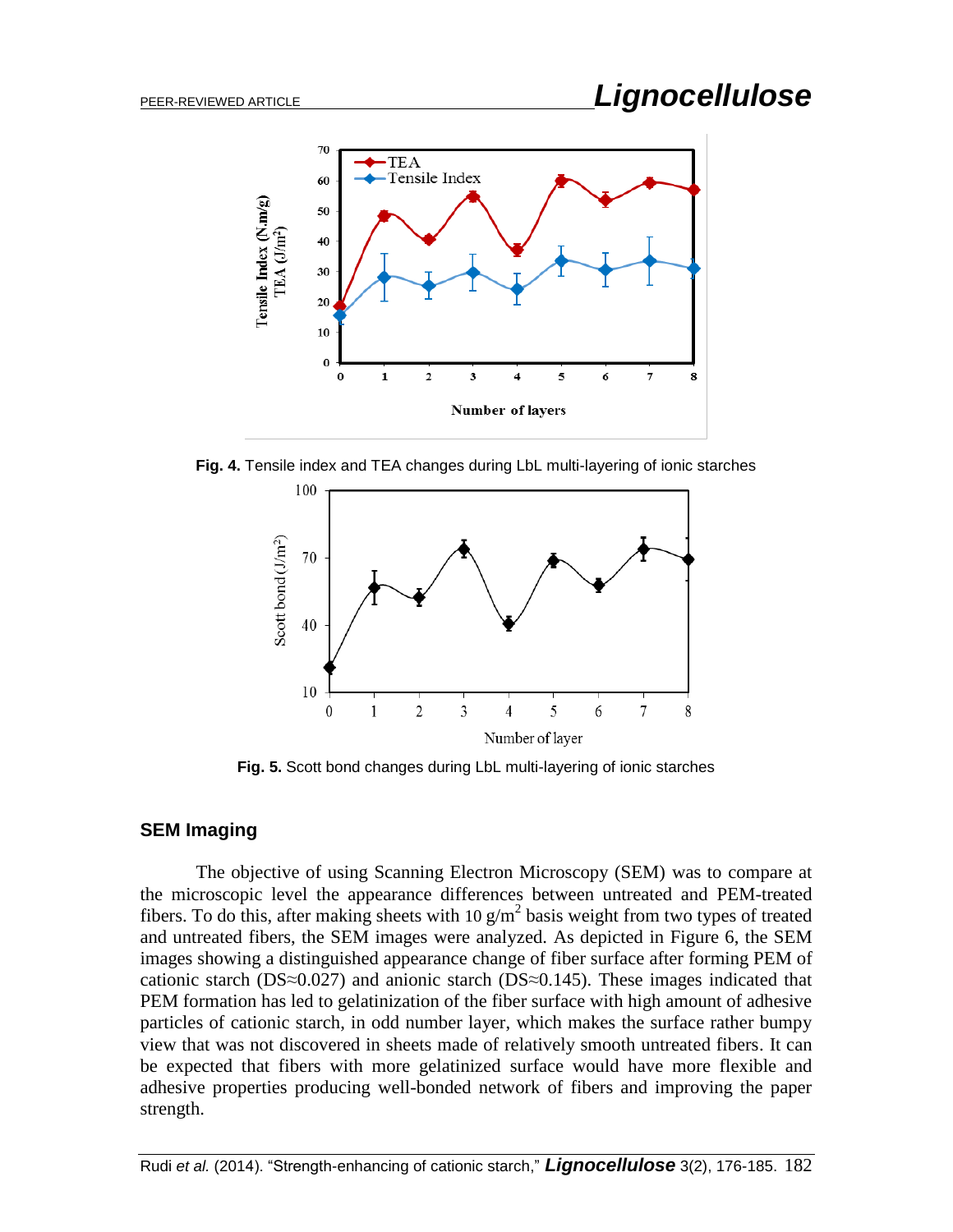Fig. 4. Tensile index and TEA changes during LbL multi-layering of ionic starches

Fig. 5. Scott bond changes during LbL multi-layering of ionic starches

## SEM Imaging

The objective of using Scanning Electron Microscopy (SEM) was to compare at the microscopic level the appearance differences between untreated and PEM-treated fibers. To do this, after making sheets with 10 $g/m^2$ basis weight from two types of treated and untreated fibers, the SEM images were analyzed. As depicted in Figure 6, the SEM images showing a distinguished appearance change of fiber surface after forming PEM of cationic starch (DS≈0.027) and anionic starch (DS≈0.145). These images indicated that PEM formation has led to gelatinization of the fiber surface with high amount of adhesive particles of cationic starch, in odd number layer, which makes the surface rather bumpy view that was not discovered in sheets made of relatively smooth untreated fibers. It can be expected that fibers with more gelatinized surface would have more flexible and adhesive properties producing well-bonded network of fibers and improving the paper strength.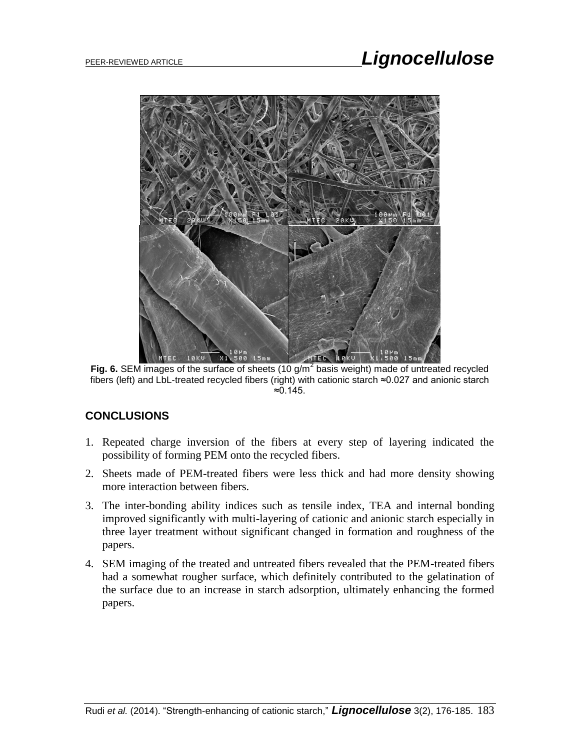**Fig. 6.** SEM images of the surface of sheets (10 g/m$^2$ basis weight) made of untreated recycled fibers (left) and LbL-treated recycled fibers (right) with cationic starch ≈0.027 and anionic starch ≈0.145.

## CONCLUSIONS

1. Repeated charge inversion of the fibers at every step of layering indicated the possibility of forming PEM onto the recycled fibers.
2. Sheets made of PEM-treated fibers were less thick and had more density showing more interaction between fibers.
3. The inter-bonding ability indices such as tensile index, TEA and internal bonding improved significantly with multi-layering of cationic and anionic starch especially in three layer treatment without significant changed in formation and roughness of the papers.
4. SEM imaging of the treated and untreated fibers revealed that the PEM-treated fibers had a somewhat rougher surface, which definitely contributed to the gelatination of the surface due to an increase in starch adsorption, ultimately enhancing the formed papers.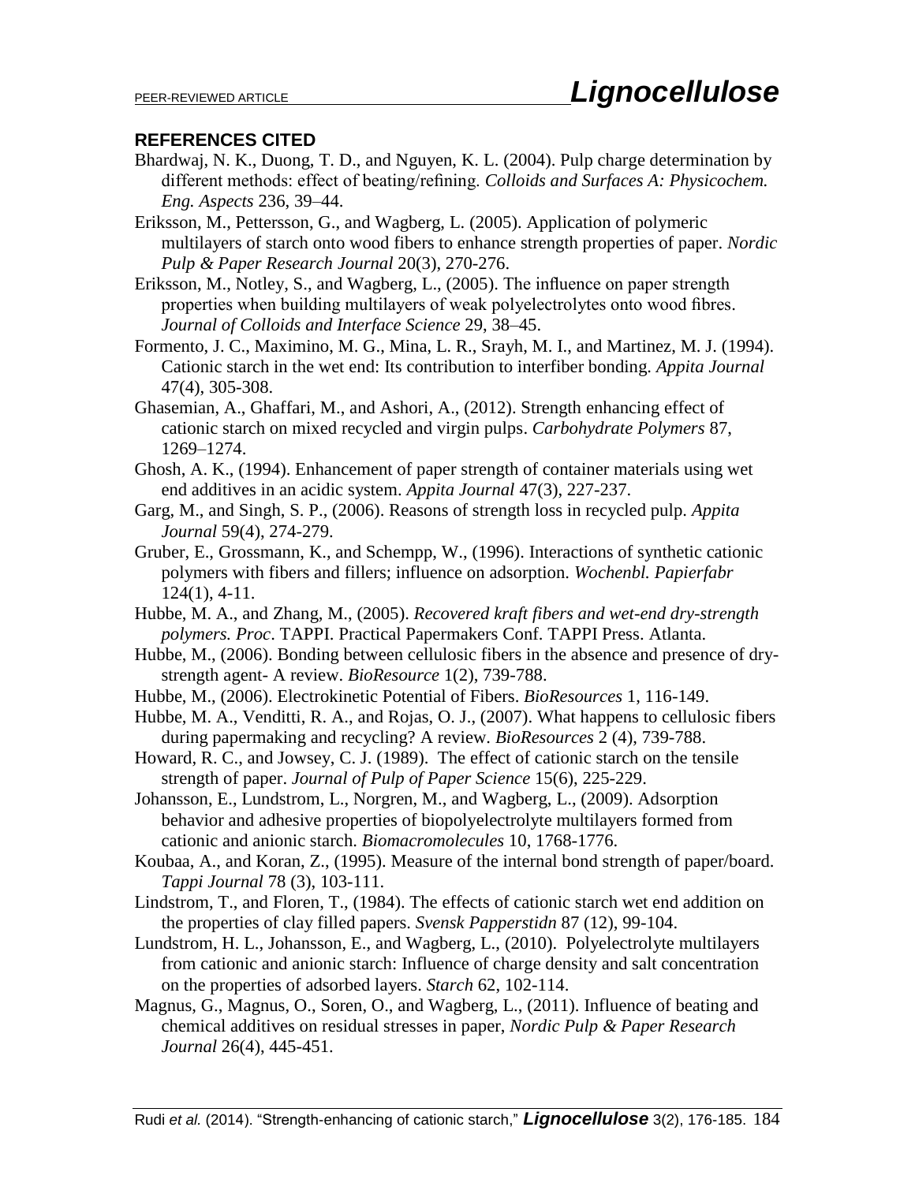## REFERENCES CITED

Bhardwaj, N. K., Duong, T. D., and Nguyen, K. L. (2004). Pulp charge determination by different methods: effect of beating/refining. *Colloids and Surfaces A: Physicochem. Eng. Aspects* 236, 39–44.

Eriksson, M., Pettersson, G., and Wagberg, L. (2005). Application of polymeric multilayers of starch onto wood fibers to enhance strength properties of paper. *Nordic Pulp & Paper Research Journal* 20(3), 270-276.

Eriksson, M., Notley, S., and Wagberg, L., (2005). The influence on paper strength properties when building multilayers of weak polyelectrolytes onto wood fibres. *Journal of Colloids and Interface Science* 29, 38–45.

Formento, J. C., Maximino, M. G., Mina, L. R., Srayh, M. I., and Martinez, M. J. (1994). Cationic starch in the wet end: Its contribution to interfiber bonding. *Appita Journal* 47(4), 305-308.

Ghasemian, A., Ghaffari, M., and Ashori, A., (2012). Strength enhancing effect of cationic starch on mixed recycled and virgin pulps. *Carbohydrate Polymers* 87, 1269–1274.

Ghosh, A. K., (1994). Enhancement of paper strength of container materials using wet end additives in an acidic system. *Appita Journal* 47(3), 227-237.

Garg, M., and Singh, S. P., (2006). Reasons of strength loss in recycled pulp. *Appita Journal* 59(4), 274-279.

Gruber, E., Grossmann, K., and Schempp, W., (1996). Interactions of synthetic cationic polymers with fibers and fillers; influence on adsorption. *Wochenbl. Papierfabr* 124(1), 4-11.

Hubbe, M. A., and Zhang, M., (2005). *Recovered kraft fibers and wet-end dry-strength polymers. Proc*. TAPPI. Practical Papermakers Conf. TAPPI Press. Atlanta.

Hubbe, M., (2006). Bonding between cellulosic fibers in the absence and presence of dry-strength agent- A review. *BioResource* 1(2), 739-788.

Hubbe, M., (2006). Electrokinetic Potential of Fibers. *BioResources* 1, 116-149.

Hubbe, M. A., Venditti, R. A., and Rojas, O. J., (2007). What happens to cellulosic fibers during papermaking and recycling? A review. *BioResources* 2 (4), 739-788.

Howard, R. C., and Jowsey, C. J. (1989). The effect of cationic starch on the tensile strength of paper. *Journal of Pulp of Paper Science* 15(6), 225-229.

Johansson, E., Lundstrom, L., Norgren, M., and Wagberg, L., (2009). Adsorption behavior and adhesive properties of biopolyelectrolyte multilayers formed from cationic and anionic starch. *Biomacromolecules* 10, 1768-1776.

Koubaa, A., and Koran, Z., (1995). Measure of the internal bond strength of paper/board. *Tappi Journal* 78 (3), 103-111.

Lindstrom, T., and Floren, T., (1984). The effects of cationic starch wet end addition on the properties of clay filled papers. *Svensk Papperstidn* 87 (12), 99-104.

Lundstrom, H. L., Johansson, E., and Wagberg, L., (2010). Polyelectrolyte multilayers from cationic and anionic starch: Influence of charge density and salt concentration on the properties of adsorbed layers. *Starch* 62, 102-114.

Magnus, G., Magnus, O., Soren, O., and Wagberg, L., (2011). Influence of beating and chemical additives on residual stresses in paper, *Nordic Pulp & Paper Research Journal* 26(4), 445-451.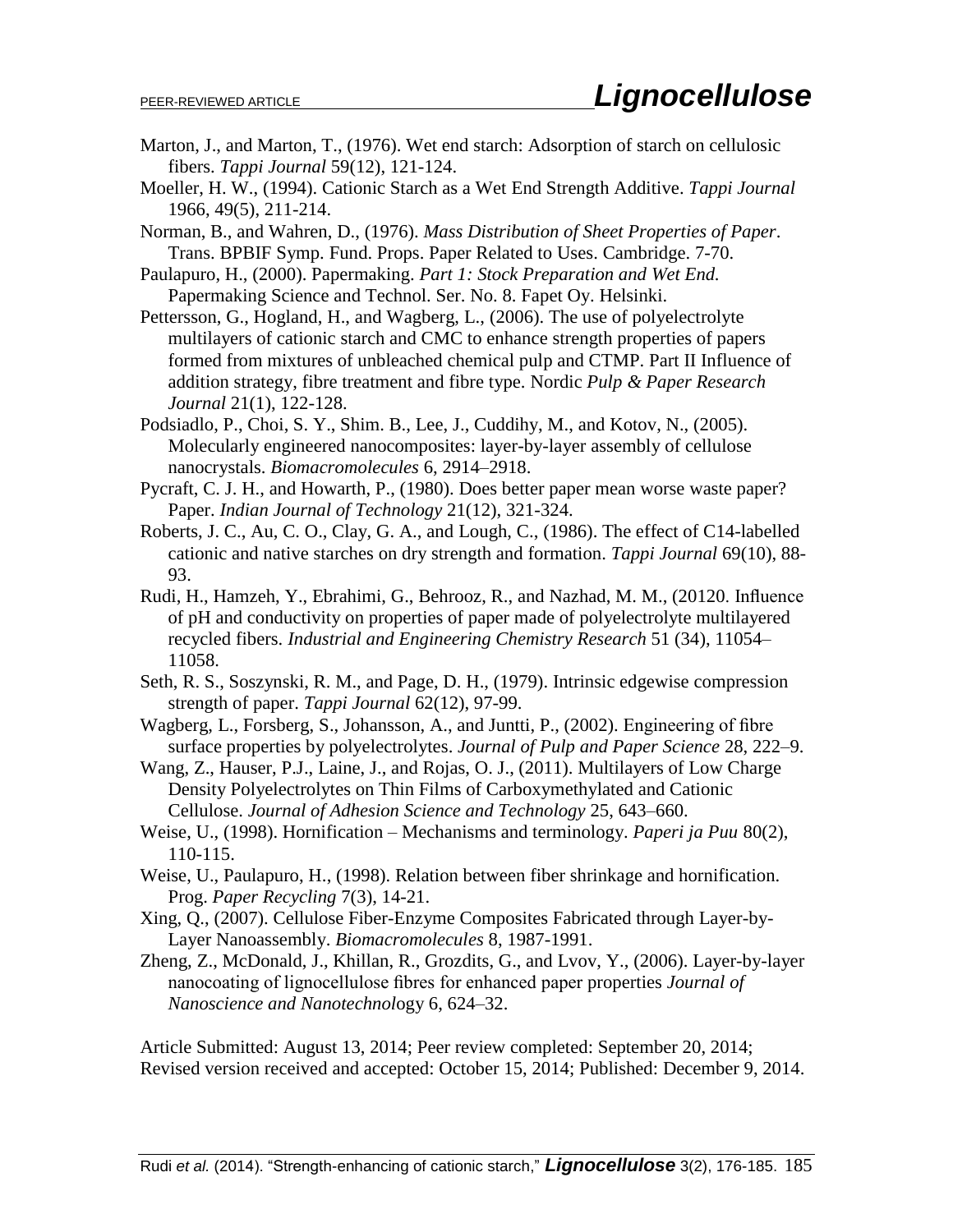Marton, J., and Marton, T., (1976). Wet end starch: Adsorption of starch on cellulosic fibers. *Tappi Journal* 59(12), 121-124.

Moeller, H. W., (1994). Cationic Starch as a Wet End Strength Additive. *Tappi Journal* 1966, 49(5), 211-214.

Norman, B., and Wahren, D., (1976). *Mass Distribution of Sheet Properties of Paper*. Trans. BPBIF Symp. Fund. Props. Paper Related to Uses. Cambridge. 7-70.

Paulapuro, H., (2000). Papermaking. *Part 1: Stock Preparation and Wet End.* Papermaking Science and Technol. Ser. No. 8. Fapet Oy. Helsinki.

Pettersson, G., Hogland, H., and Wagberg, L., (2006). The use of polyelectrolyte multilayers of cationic starch and CMC to enhance strength properties of papers formed from mixtures of unbleached chemical pulp and CTMP. Part II Influence of addition strategy, fibre treatment and fibre type. Nordic *Pulp & Paper Research Journal* 21(1), 122-128.

Podsiadlo, P., Choi, S. Y., Shim. B., Lee, J., Cuddihy, M., and Kotov, N., (2005). Molecularly engineered nanocomposites: layer-by-layer assembly of cellulose nanocrystals. *Biomacromolecules* 6, 2914–2918.

Pycraft, C. J. H., and Howarth, P., (1980). Does better paper mean worse waste paper? Paper. *Indian Journal of Technology* 21(12), 321-324.

Roberts, J. C., Au, C. O., Clay, G. A., and Lough, C., (1986). The effect of C14-labelled cationic and native starches on dry strength and formation. *Tappi Journal* 69(10), 88-93.

Rudi, H., Hamzeh, Y., Ebrahimi, G., Behrooz, R., and Nazhad, M. M., (20120. Influence of pH and conductivity on properties of paper made of polyelectrolyte multilayered recycled fibers. *Industrial and Engineering Chemistry Research* 51 (34), 11054–11058.

Seth, R. S., Soszynski, R. M., and Page, D. H., (1979). Intrinsic edgewise compression strength of paper. *Tappi Journal* 62(12), 97-99.

Wagberg, L., Forsberg, S., Johansson, A., and Juntti, P., (2002). Engineering of fibre surface properties by polyelectrolytes. *Journal of Pulp and Paper Science* 28, 222–9.

Wang, Z., Hauser, P.J., Laine, J., and Rojas, O. J., (2011). Multilayers of Low Charge Density Polyelectrolytes on Thin Films of Carboxymethylated and Cationic Cellulose. *Journal of Adhesion Science and Technology* 25, 643–660.

Weise, U., (1998). Hornification – Mechanisms and terminology. *Paperi ja Puu* 80(2), 110-115.

Weise, U., Paulapuro, H., (1998). Relation between fiber shrinkage and hornification. Prog. *Paper Recycling* 7(3), 14-21.

Xing, Q., (2007). Cellulose Fiber-Enzyme Composites Fabricated through Layer-by-Layer Nanoassembly. *Biomacromolecules* 8, 1987-1991.

Zheng, Z., McDonald, J., Khillan, R., Grozdits, G., and Lvov, Y., (2006). Layer-by-layer nanocoating of lignocellulose fibres for enhanced paper properties *Journal of Nanoscience and Nanotechnol*ogy 6, 624–32.

Article Submitted: August 13, 2014; Peer review completed: September 20, 2014; Revised version received and accepted: October 15, 2014; Published: December 9, 2014.